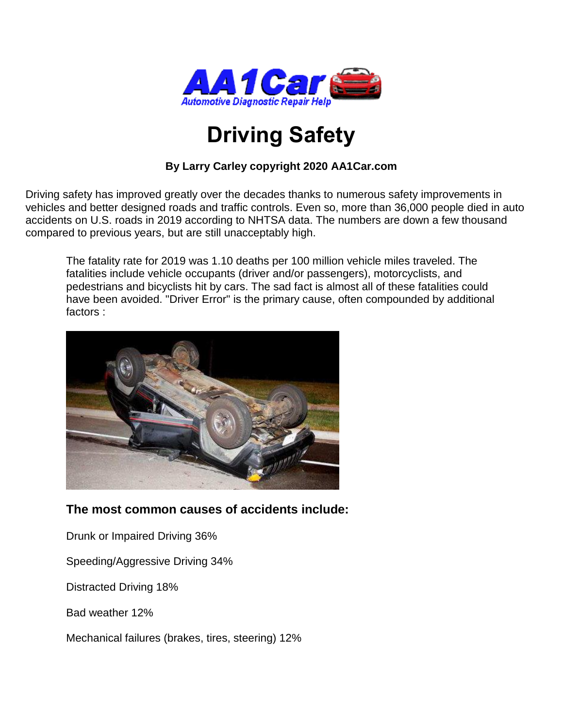# Driving Safety

**By Larry Carley copyright 2020 AA1Car.com**

Driving safety has improved greatly over the decades thanks to numerous safety improvements in vehicles and better designed roads and traffic controls. Even so, more than 36,000 people died in auto accidents on U.S. roads in 2019 according to NHTSA data. The numbers are down a few thousand compared to previous years, but are still unacceptably high.

The fatality rate for 2019 was 1.10 deaths per 100 million vehicle miles traveled. The fatalities include vehicle occupants (driver and/or passengers), motorcyclists, and pedestrians and bicyclists hit by cars. The sad fact is almost all of these fatalities could have been avoided. "Driver Error" is the primary cause, often compounded by additional factors :

### The most common causes of accidents include:

Drunk or Impaired Driving 36%

Speeding/Aggressive Driving 34%

Distracted Driving 18%

Bad weather 12%

Mechanical failures (brakes, tires, steering) 12%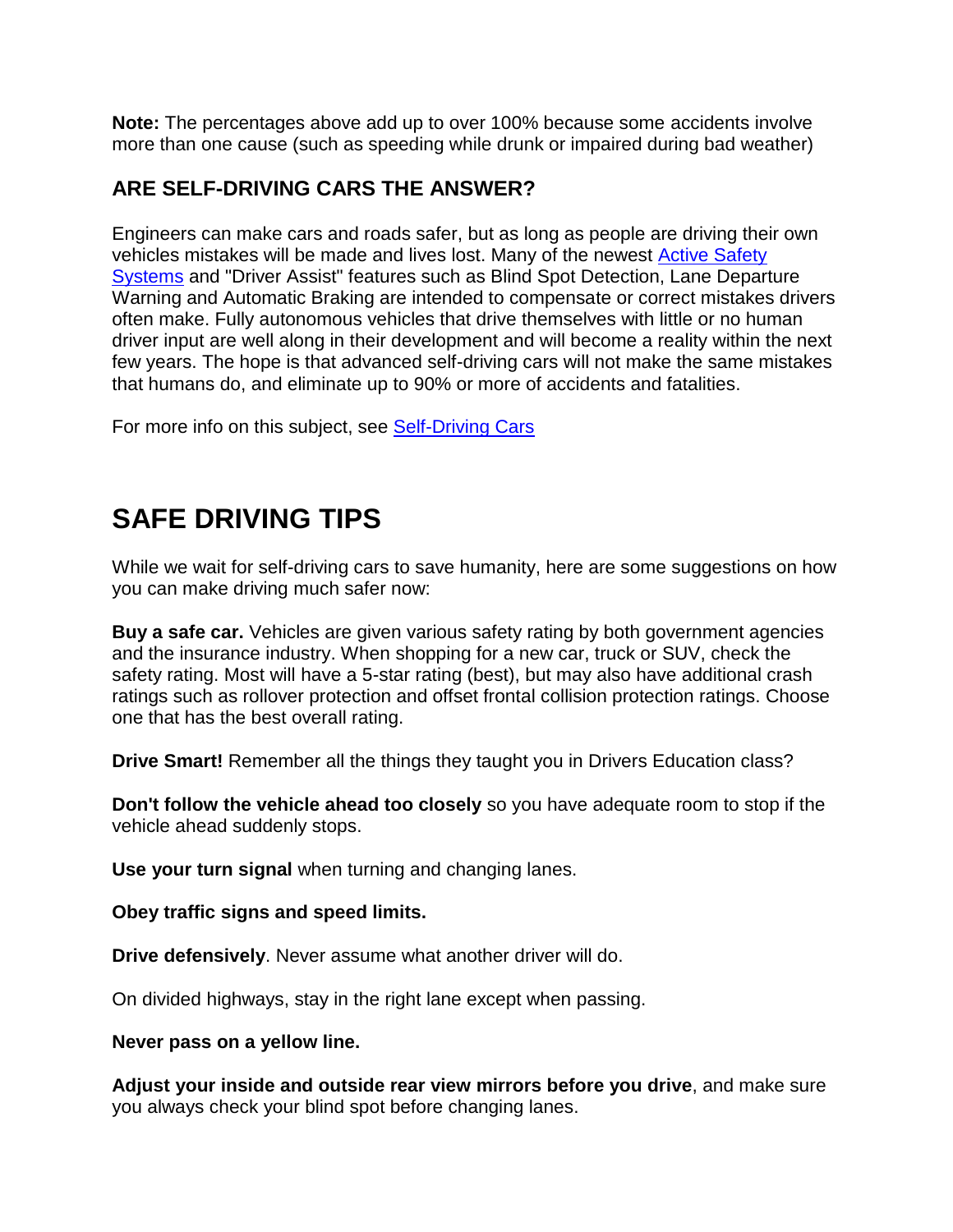**Note:** The percentages above add up to over 100% because some accidents involve more than one cause (such as speeding while drunk or impaired during bad weather)

### ARE SELF-DRIVING CARS THE ANSWER?

Engineers can make cars and roads safer, but as long as people are driving their own vehicles mistakes will be made and lives lost. Many of the newest [Active Safety Systems]() and "Driver Assist" features such as Blind Spot Detection, Lane Departure Warning and Automatic Braking are intended to compensate or correct mistakes drivers often make. Fully autonomous vehicles that drive themselves with little or no human driver input are well along in their development and will become a reality within the next few years. The hope is that advanced self-driving cars will not make the same mistakes that humans do, and eliminate up to 90% or more of accidents and fatalities.

For more info on this subject, see [Self-Driving Cars]()

## SAFE DRIVING TIPS

While we wait for self-driving cars to save humanity, here are some suggestions on how you can make driving much safer now:

**Buy a safe car.** Vehicles are given various safety rating by both government agencies and the insurance industry. When shopping for a new car, truck or SUV, check the safety rating. Most will have a 5-star rating (best), but may also have additional crash ratings such as rollover protection and offset frontal collision protection ratings. Choose one that has the best overall rating.

**Drive Smart!** Remember all the things they taught you in Drivers Education class?

**Don't follow the vehicle ahead too closely** so you have adequate room to stop if the vehicle ahead suddenly stops.

**Use your turn signal** when turning and changing lanes.

**Obey traffic signs and speed limits.**

**Drive defensively**. Never assume what another driver will do.

On divided highways, stay in the right lane except when passing.

**Never pass on a yellow line.**

**Adjust your inside and outside rear view mirrors before you drive**, and make sure you always check your blind spot before changing lanes.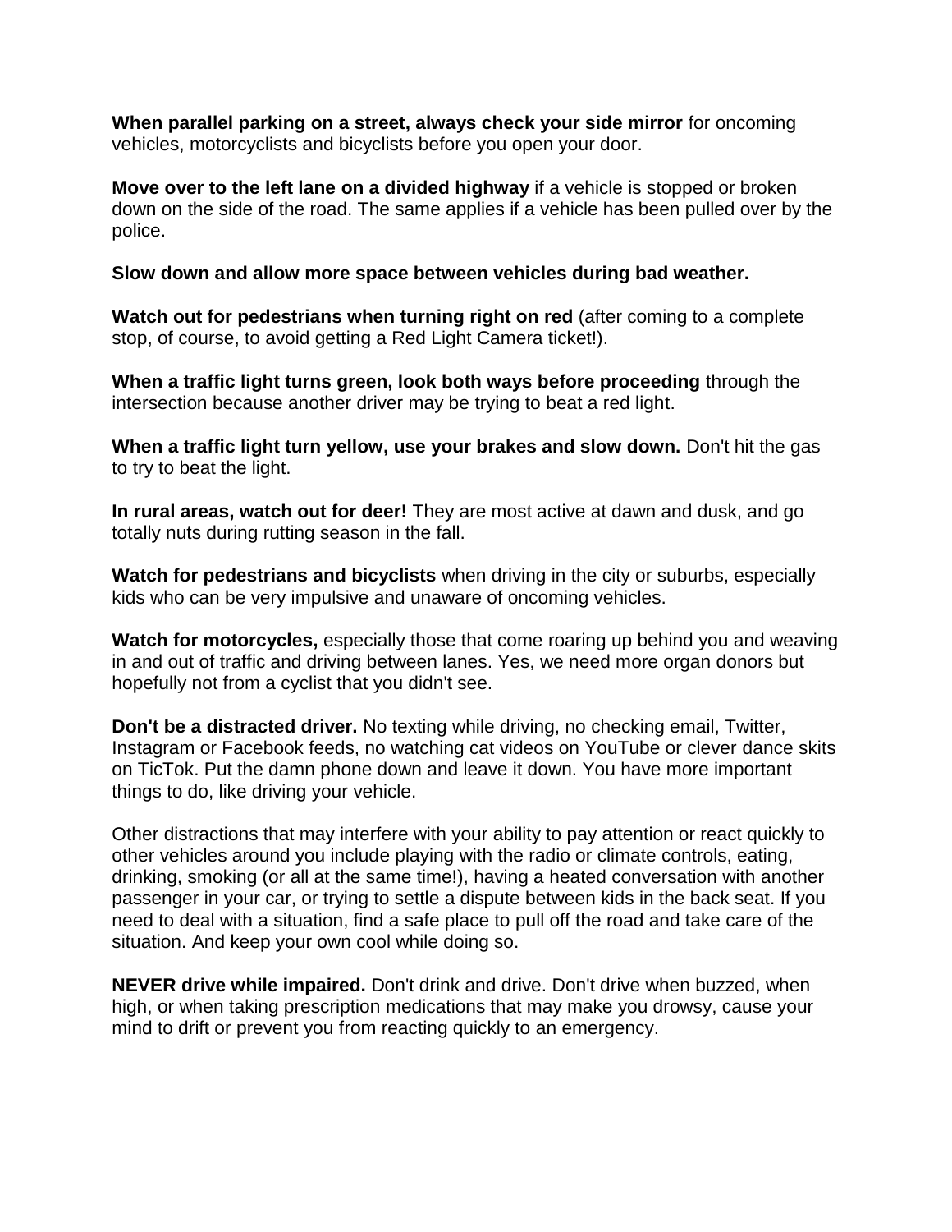**When parallel parking on a street, always check your side mirror** for oncoming vehicles, motorcyclists and bicyclists before you open your door.

**Move over to the left lane on a divided highway** if a vehicle is stopped or broken down on the side of the road. The same applies if a vehicle has been pulled over by the police.

**Slow down and allow more space between vehicles during bad weather.**

**Watch out for pedestrians when turning right on red** (after coming to a complete stop, of course, to avoid getting a Red Light Camera ticket!).

**When a traffic light turns green, look both ways before proceeding** through the intersection because another driver may be trying to beat a red light.

**When a traffic light turn yellow, use your brakes and slow down.** Don't hit the gas to try to beat the light.

**In rural areas, watch out for deer!** They are most active at dawn and dusk, and go totally nuts during rutting season in the fall.

**Watch for pedestrians and bicyclists** when driving in the city or suburbs, especially kids who can be very impulsive and unaware of oncoming vehicles.

**Watch for motorcycles,** especially those that come roaring up behind you and weaving in and out of traffic and driving between lanes. Yes, we need more organ donors but hopefully not from a cyclist that you didn't see.

**Don't be a distracted driver.** No texting while driving, no checking email, Twitter, Instagram or Facebook feeds, no watching cat videos on YouTube or clever dance skits on TicTok. Put the damn phone down and leave it down. You have more important things to do, like driving your vehicle.

Other distractions that may interfere with your ability to pay attention or react quickly to other vehicles around you include playing with the radio or climate controls, eating, drinking, smoking (or all at the same time!), having a heated conversation with another passenger in your car, or trying to settle a dispute between kids in the back seat. If you need to deal with a situation, find a safe place to pull off the road and take care of the situation. And keep your own cool while doing so.

**NEVER drive while impaired.** Don't drink and drive. Don't drive when buzzed, when high, or when taking prescription medications that may make you drowsy, cause your mind to drift or prevent you from reacting quickly to an emergency.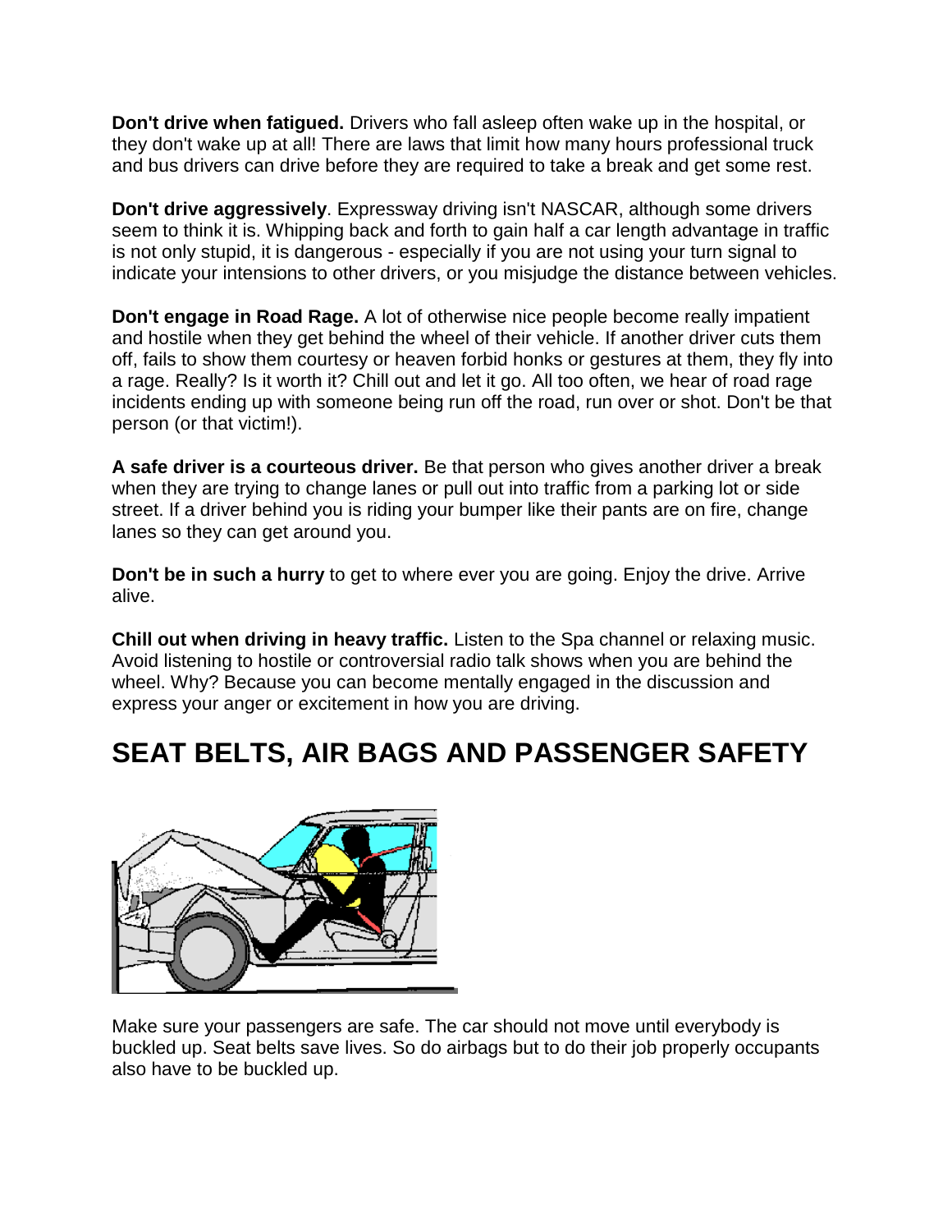**Don't drive when fatigued.** Drivers who fall asleep often wake up in the hospital, or they don't wake up at all! There are laws that limit how many hours professional truck and bus drivers can drive before they are required to take a break and get some rest.

**Don't drive aggressively**. Expressway driving isn't NASCAR, although some drivers seem to think it is. Whipping back and forth to gain half a car length advantage in traffic is not only stupid, it is dangerous - especially if you are not using your turn signal to indicate your intensions to other drivers, or you misjudge the distance between vehicles.

**Don't engage in Road Rage.** A lot of otherwise nice people become really impatient and hostile when they get behind the wheel of their vehicle. If another driver cuts them off, fails to show them courtesy or heaven forbid honks or gestures at them, they fly into a rage. Really? Is it worth it? Chill out and let it go. All too often, we hear of road rage incidents ending up with someone being run off the road, run over or shot. Don't be that person (or that victim!).

**A safe driver is a courteous driver.** Be that person who gives another driver a break when they are trying to change lanes or pull out into traffic from a parking lot or side street. If a driver behind you is riding your bumper like their pants are on fire, change lanes so they can get around you.

**Don't be in such a hurry** to get to where ever you are going. Enjoy the drive. Arrive alive.

**Chill out when driving in heavy traffic.** Listen to the Spa channel or relaxing music. Avoid listening to hostile or controversial radio talk shows when you are behind the wheel. Why? Because you can become mentally engaged in the discussion and express your anger or excitement in how you are driving.

## SEAT BELTS, AIR BAGS AND PASSENGER SAFETY

Make sure your passengers are safe. The car should not move until everybody is buckled up. Seat belts save lives. So do airbags but to do their job properly occupants also have to be buckled up.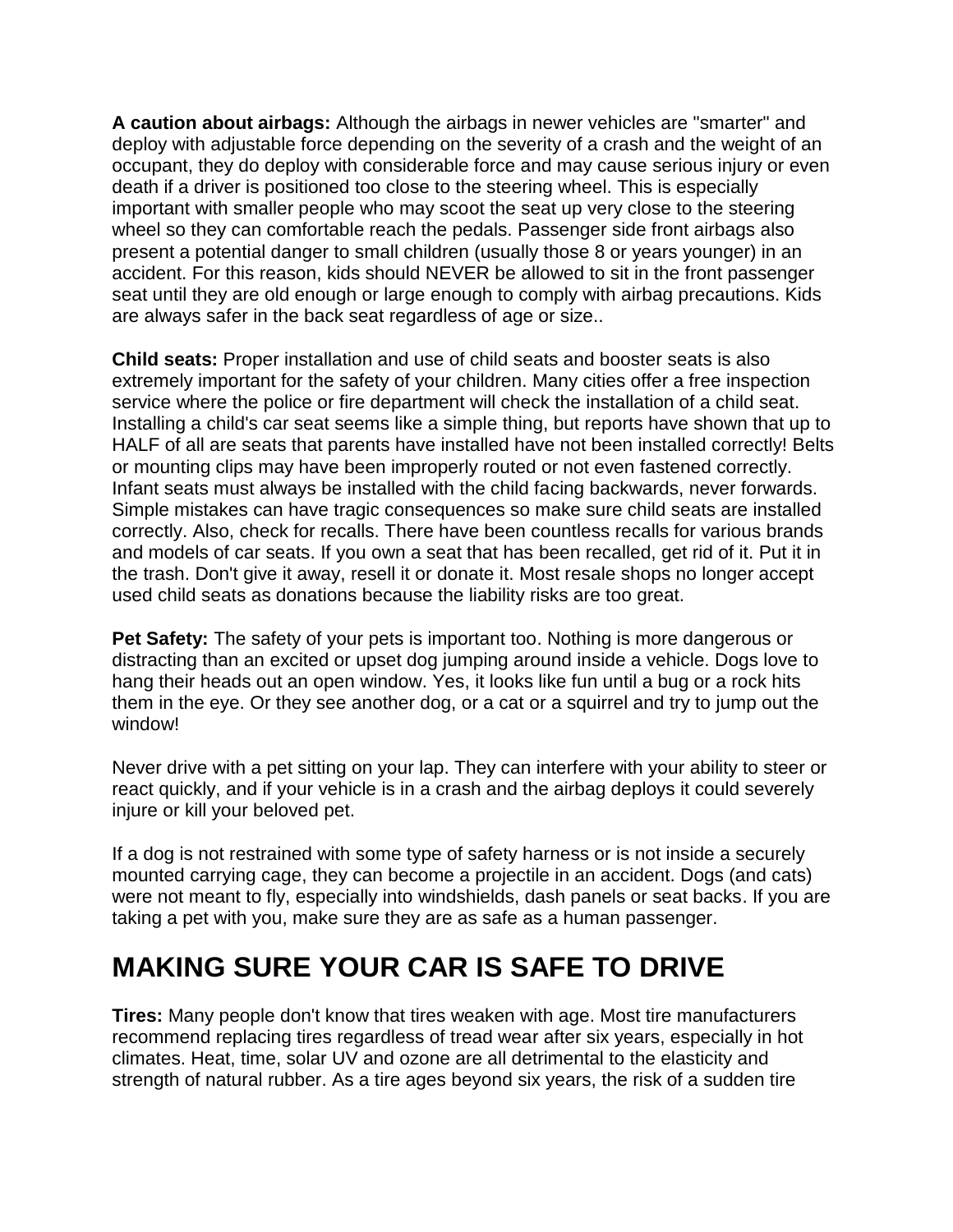**A caution about airbags:** Although the airbags in newer vehicles are "smarter" and deploy with adjustable force depending on the severity of a crash and the weight of an occupant, they do deploy with considerable force and may cause serious injury or even death if a driver is positioned too close to the steering wheel. This is especially important with smaller people who may scoot the seat up very close to the steering wheel so they can comfortable reach the pedals. Passenger side front airbags also present a potential danger to small children (usually those 8 or years younger) in an accident. For this reason, kids should NEVER be allowed to sit in the front passenger seat until they are old enough or large enough to comply with airbag precautions. Kids are always safer in the back seat regardless of age or size..

**Child seats:** Proper installation and use of child seats and booster seats is also extremely important for the safety of your children. Many cities offer a free inspection service where the police or fire department will check the installation of a child seat. Installing a child's car seat seems like a simple thing, but reports have shown that up to HALF of all are seats that parents have installed have not been installed correctly! Belts or mounting clips may have been improperly routed or not even fastened correctly. Infant seats must always be installed with the child facing backwards, never forwards. Simple mistakes can have tragic consequences so make sure child seats are installed correctly. Also, check for recalls. There have been countless recalls for various brands and models of car seats. If you own a seat that has been recalled, get rid of it. Put it in the trash. Don't give it away, resell it or donate it. Most resale shops no longer accept used child seats as donations because the liability risks are too great.

**Pet Safety:** The safety of your pets is important too. Nothing is more dangerous or distracting than an excited or upset dog jumping around inside a vehicle. Dogs love to hang their heads out an open window. Yes, it looks like fun until a bug or a rock hits them in the eye. Or they see another dog, or a cat or a squirrel and try to jump out the window!

Never drive with a pet sitting on your lap. They can interfere with your ability to steer or react quickly, and if your vehicle is in a crash and the airbag deploys it could severely injure or kill your beloved pet.

If a dog is not restrained with some type of safety harness or is not inside a securely mounted carrying cage, they can become a projectile in an accident. Dogs (and cats) were not meant to fly, especially into windshields, dash panels or seat backs. If you are taking a pet with you, make sure they are as safe as a human passenger.

## MAKING SURE YOUR CAR IS SAFE TO DRIVE

**Tires:** Many people don't know that tires weaken with age. Most tire manufacturers recommend replacing tires regardless of tread wear after six years, especially in hot climates. Heat, time, solar UV and ozone are all detrimental to the elasticity and strength of natural rubber. As a tire ages beyond six years, the risk of a sudden tire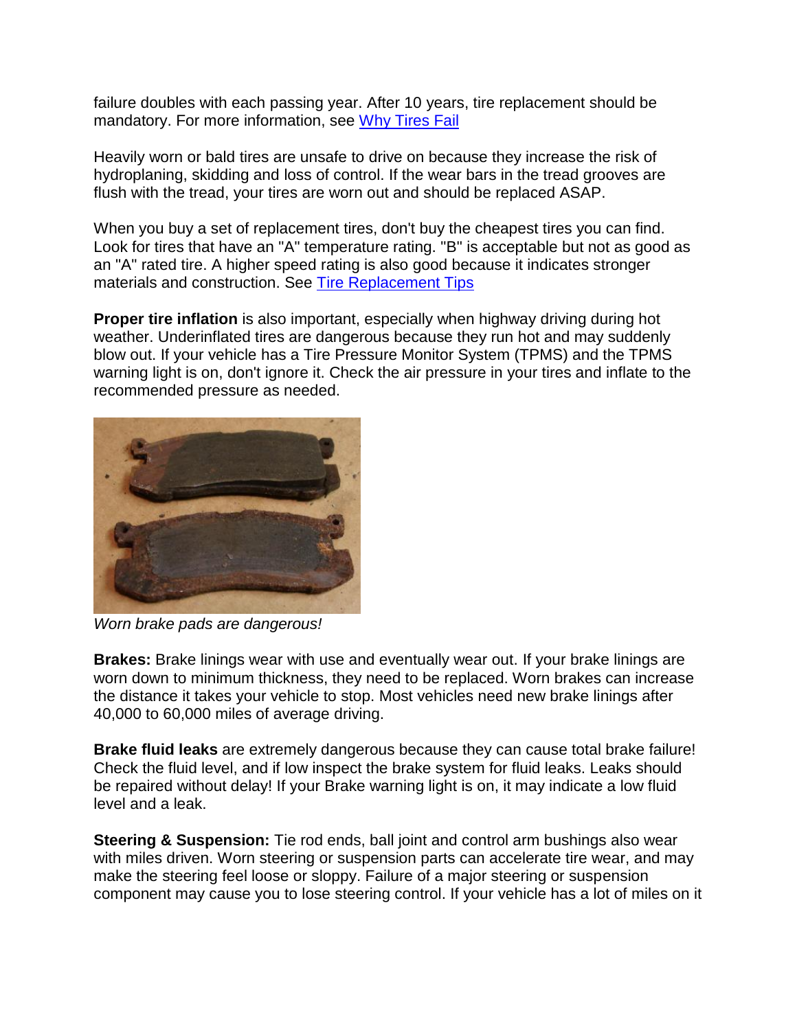failure doubles with each passing year. After 10 years, tire replacement should be mandatory. For more information, see [Why Tires Fail]

Heavily worn or bald tires are unsafe to drive on because they increase the risk of hydroplaning, skidding and loss of control. If the wear bars in the tread grooves are flush with the tread, your tires are worn out and should be replaced ASAP.

When you buy a set of replacement tires, don't buy the cheapest tires you can find. Look for tires that have an "A" temperature rating. "B" is acceptable but not as good as an "A" rated tire. A higher speed rating is also good because it indicates stronger materials and construction. See [Tire Replacement Tips]

**Proper tire inflation** is also important, especially when highway driving during hot weather. Underinflated tires are dangerous because they run hot and may suddenly blow out. If your vehicle has a Tire Pressure Monitor System (TPMS) and the TPMS warning light is on, don't ignore it. Check the air pressure in your tires and inflate to the recommended pressure as needed.

*Worn brake pads are dangerous!*

**Brakes:** Brake linings wear with use and eventually wear out. If your brake linings are worn down to minimum thickness, they need to be replaced. Worn brakes can increase the distance it takes your vehicle to stop. Most vehicles need new brake linings after 40,000 to 60,000 miles of average driving.

**Brake fluid leaks** are extremely dangerous because they can cause total brake failure! Check the fluid level, and if low inspect the brake system for fluid leaks. Leaks should be repaired without delay! If your Brake warning light is on, it may indicate a low fluid level and a leak.

**Steering & Suspension:** Tie rod ends, ball joint and control arm bushings also wear with miles driven. Worn steering or suspension parts can accelerate tire wear, and may make the steering feel loose or sloppy. Failure of a major steering or suspension component may cause you to lose steering control. If your vehicle has a lot of miles on it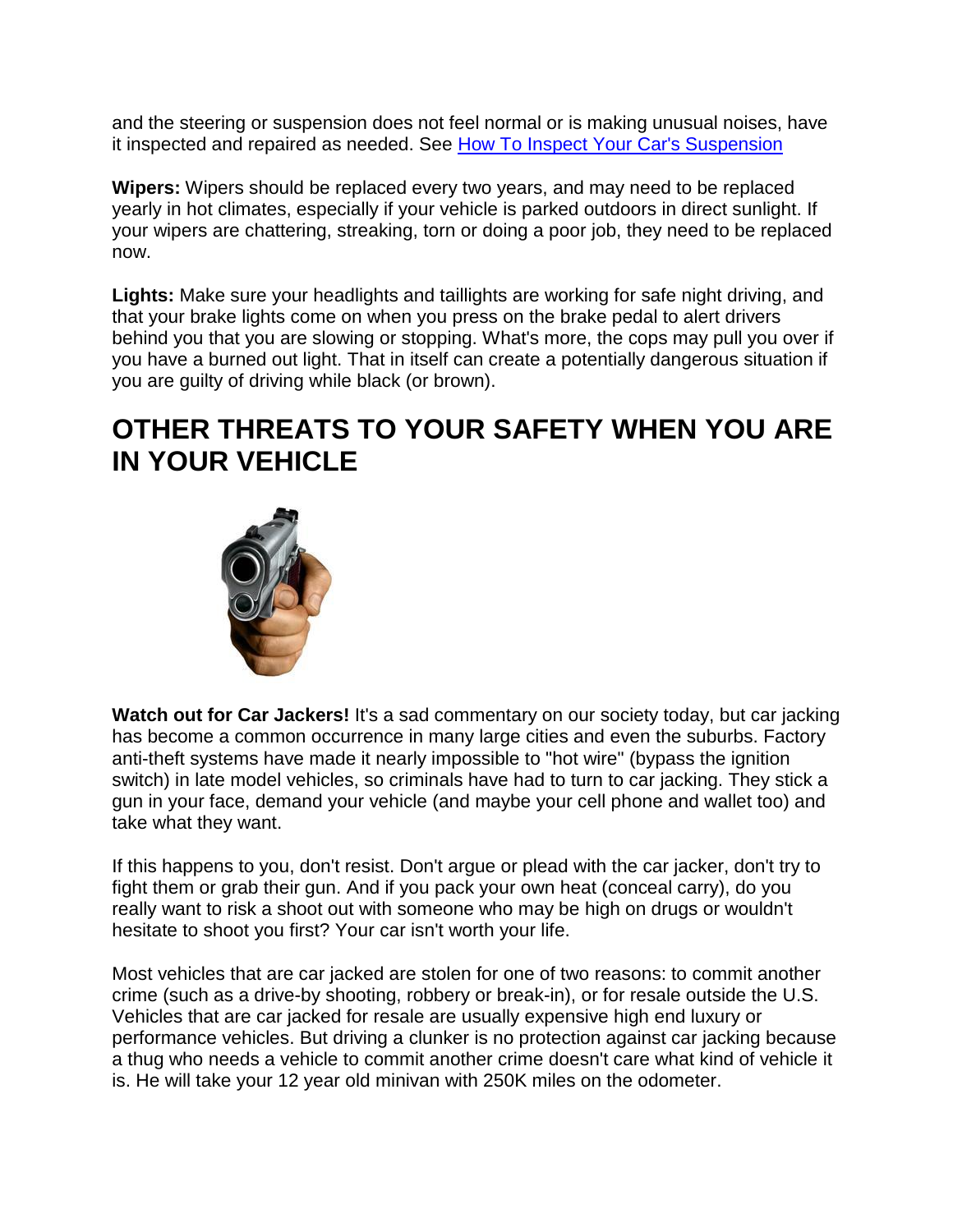and the steering or suspension does not feel normal or is making unusual noises, have it inspected and repaired as needed. See [How To Inspect Your Car's Suspension]()

**Wipers:** Wipers should be replaced every two years, and may need to be replaced yearly in hot climates, especially if your vehicle is parked outdoors in direct sunlight. If your wipers are chattering, streaking, torn or doing a poor job, they need to be replaced now.

**Lights:** Make sure your headlights and taillights are working for safe night driving, and that your brake lights come on when you press on the brake pedal to alert drivers behind you that you are slowing or stopping. What's more, the cops may pull you over if you have a burned out light. That in itself can create a potentially dangerous situation if you are guilty of driving while black (or brown).

## OTHER THREATS TO YOUR SAFETY WHEN YOU ARE IN YOUR VEHICLE

**Watch out for Car Jackers!** It's a sad commentary on our society today, but car jacking has become a common occurrence in many large cities and even the suburbs. Factory anti-theft systems have made it nearly impossible to "hot wire" (bypass the ignition switch) in late model vehicles, so criminals have had to turn to car jacking. They stick a gun in your face, demand your vehicle (and maybe your cell phone and wallet too) and take what they want.

If this happens to you, don't resist. Don't argue or plead with the car jacker, don't try to fight them or grab their gun. And if you pack your own heat (conceal carry), do you really want to risk a shoot out with someone who may be high on drugs or wouldn't hesitate to shoot you first? Your car isn't worth your life.

Most vehicles that are car jacked are stolen for one of two reasons: to commit another crime (such as a drive-by shooting, robbery or break-in), or for resale outside the U.S. Vehicles that are car jacked for resale are usually expensive high end luxury or performance vehicles. But driving a clunker is no protection against car jacking because a thug who needs a vehicle to commit another crime doesn't care what kind of vehicle it is. He will take your 12 year old minivan with 250K miles on the odometer.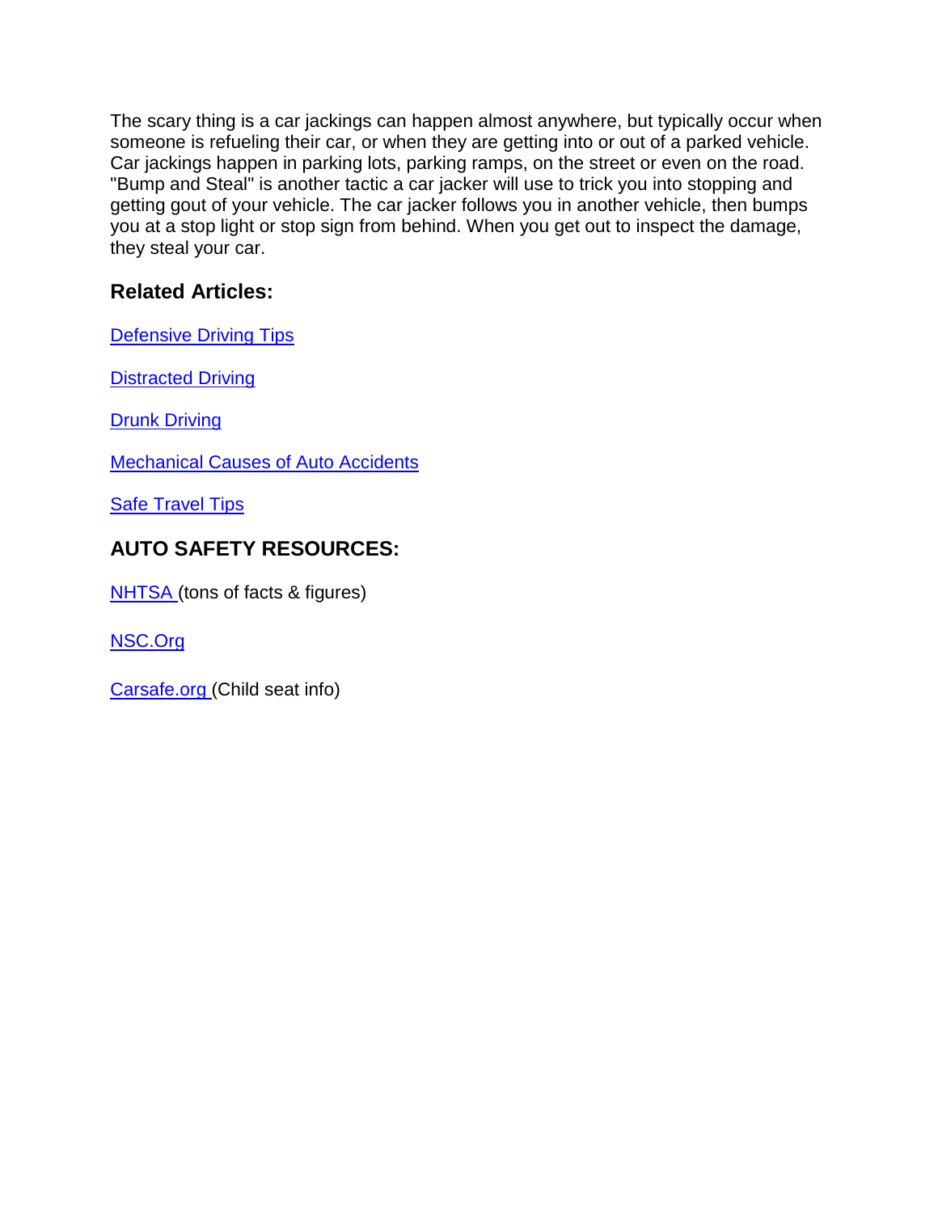The scary thing is a car jackings can happen almost anywhere, but typically occur when someone is refueling their car, or when they are getting into or out of a parked vehicle. Car jackings happen in parking lots, parking ramps, on the street or even on the road. "Bump and Steal" is another tactic a car jacker will use to trick you into stopping and getting gout of your vehicle. The car jacker follows you in another vehicle, then bumps you at a stop light or stop sign from behind. When you get out to inspect the damage, they steal your car.

### Related Articles:

Defensive Driving Tips

Distracted Driving

Drunk Driving

Mechanical Causes of Auto Accidents

Safe Travel Tips

### AUTO SAFETY RESOURCES:

NHTSA (tons of facts & figures)

NSC.Org

Carsafe.org (Child seat info)